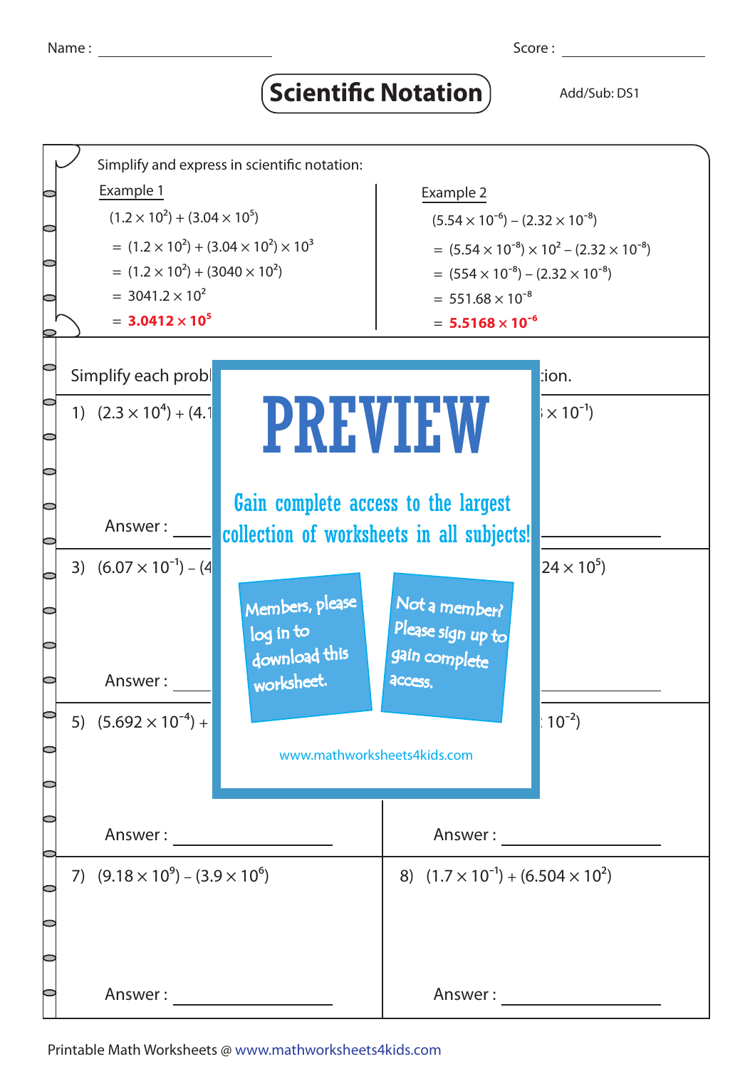Name : ____________ Score : ____________

# Scientific Notation

Add/Sub: DS1

Simplify and express in scientific notation:

**Example 1**

$(1.2 \times 10^2) + (3.04 \times 10^5)$

$= (1.2 \times 10^2) + (3.04 \times 10^2) \times 10^3$

$= (1.2 \times 10^2) + (3040 \times 10^2)$

$= 3041.2 \times 10^2$

$= \mathbf{3.0412 \times 10^5}$

**Example 2**

$(5.54 \times 10^{-6}) - (2.32 \times 10^{-8})$

$= (5.54 \times 10^{-8}) \times 10^2 - (2.32 \times 10^{-8})$

$= (554 \times 10^{-8}) - (2.32 \times 10^{-8})$

$= 551.68 \times 10^{-8}$

$= \mathbf{5.5168 \times 10^{-6}}$

Simplify each probl ... tion.

1) $(2.3 \times 10^4) + (4.1$ ... $\times 10^{-1})$

Answer : ____________ ____________

3) $(6.07 \times 10^{-1}) - (4$ ... $24 \times 10^5)$

Answer : ____________ ____________

5) $(5.692 \times 10^{-4}) +$ ... $10^{-2})$

# PREVIEW

Gain complete access to the largest collection of worksheets in all subjects!

Members, please log in to download this worksheet.

Not a member? Please sign up to gain complete access.

www.mathworksheets4kids.com

Answer : ____________ Answer : ____________

7) $(9.18 \times 10^9) - (3.9 \times 10^6)$

8) $(1.7 \times 10^{-1}) + (6.504 \times 10^2)$

Answer : ____________ Answer : ____________

Printable Math Worksheets @ www.mathworksheets4kids.com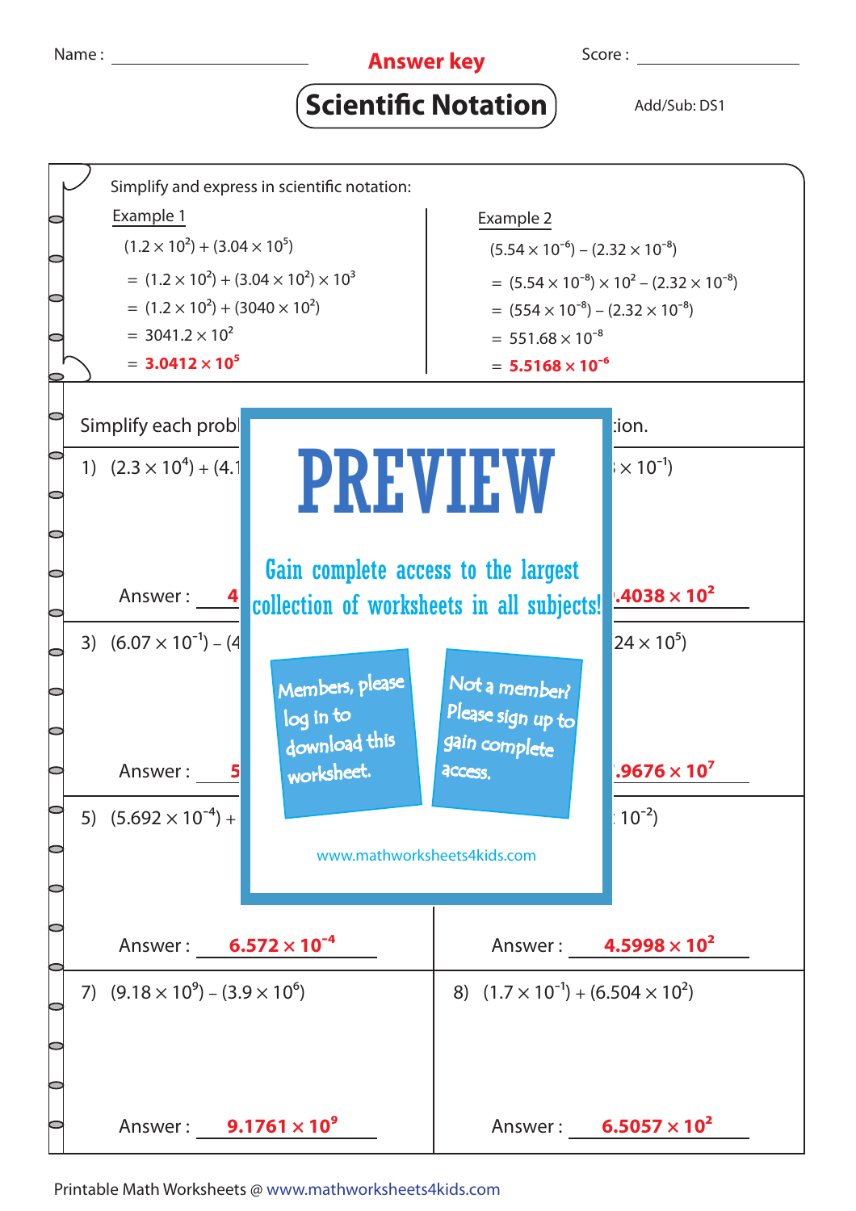Name : ______________ **Answer key** Score : ______________

# Scientific Notation

Add/Sub: DS1

Simplify and express in scientific notation:

**Example 1**

$(1.2 \times 10^2) + (3.04 \times 10^5)$

$= (1.2 \times 10^2) + (3.04 \times 10^2) \times 10^3$

$= (1.2 \times 10^2) + (3040 \times 10^2)$

$= 3041.2 \times 10^2$

$= \mathbf{3.0412 \times 10^5}$

**Example 2**

$(5.54 \times 10^{-6}) - (2.32 \times 10^{-8})$

$= (5.54 \times 10^{-8}) \times 10^2 - (2.32 \times 10^{-8})$

$= (554 \times 10^{-8}) - (2.32 \times 10^{-8})$

$= 551.68 \times 10^{-8}$

$= \mathbf{5.5168 \times 10^{-6}}$

Simplify each probl... ...tion.

1) $(2.3 \times 10^4) + (4.1$ ... $\times 10^{-1})$

Answer : **4** ... **.4038 × $10^2$**

3) $(6.07 \times 10^{-1}) - (4$ ... $24 \times 10^5)$

Answer : **5** ... **.9676 × $10^7$**

5) $(5.692 \times 10^{-4}) +$ ... $10^{-2})$

Answer : **$6.572 \times 10^{-4}$**

Answer : **$4.5998 \times 10^2$**

7) $(9.18 \times 10^9) - (3.9 \times 10^6)$

Answer : **$9.1761 \times 10^9$**

8) $(1.7 \times 10^{-1}) + (6.504 \times 10^2)$

Answer : **$6.5057 \times 10^2$**

PREVIEW

Gain complete access to the largest collection of worksheets in all subjects!

Members, please log in to download this worksheet.

Not a member? Please sign up to gain complete access.

www.mathworksheets4kids.com

Printable Math Worksheets @ www.mathworksheets4kids.com